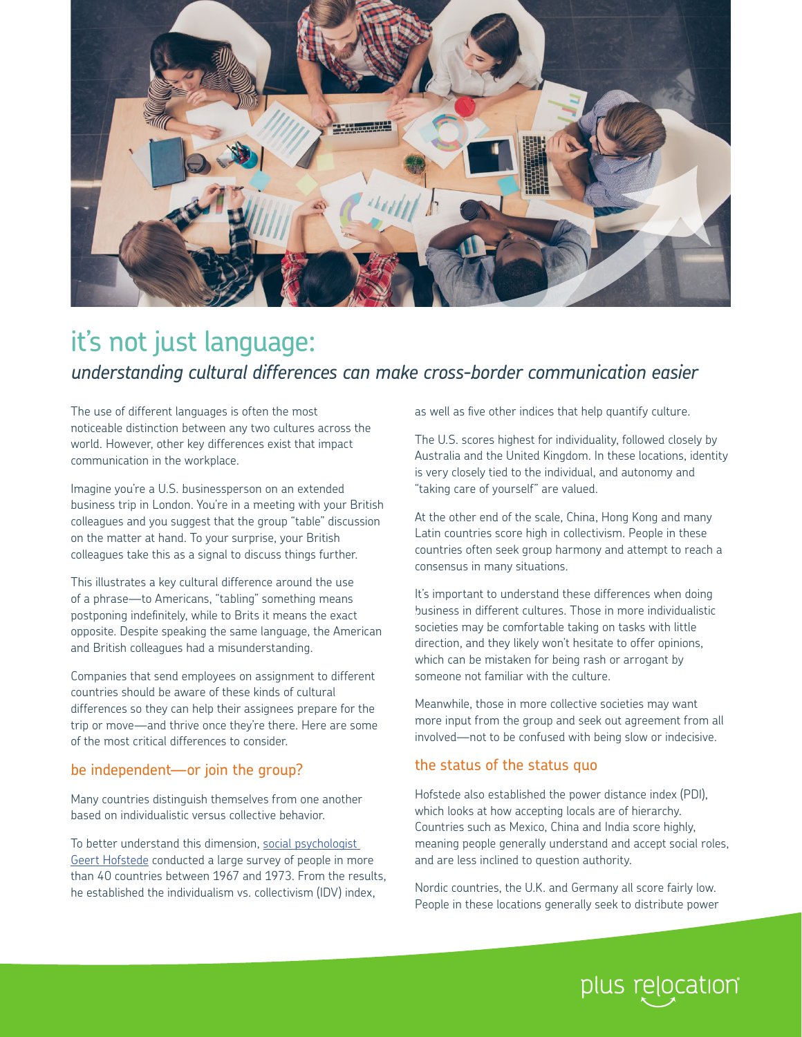# it's not just language:

*understanding cultural differences can make cross-border communication easier*

The use of different languages is often the most noticeable distinction between any two cultures across the world. However, other key differences exist that impact communication in the workplace.

Imagine you're a U.S. businessperson on an extended business trip in London. You're in a meeting with your British colleagues and you suggest that the group "table" discussion on the matter at hand. To your surprise, your British colleagues take this as a signal to discuss things further.

This illustrates a key cultural difference around the use of a phrase—to Americans, "tabling" something means postponing indefinitely, while to Brits it means the exact opposite. Despite speaking the same language, the American and British colleagues had a misunderstanding.

Companies that send employees on assignment to different countries should be aware of these kinds of cultural differences so they can help their assignees prepare for the trip or move—and thrive once they're there. Here are some of the most critical differences to consider.

## be independent—or join the group?

Many countries distinguish themselves from one another based on individualistic versus collective behavior.

To better understand this dimension, social psychologist Geert Hofstede conducted a large survey of people in more than 40 countries between 1967 and 1973. From the results, he established the individualism vs. collectivism (IDV) index, as well as five other indices that help quantify culture.

The U.S. scores highest for individuality, followed closely by Australia and the United Kingdom. In these locations, identity is very closely tied to the individual, and autonomy and "taking care of yourself" are valued.

At the other end of the scale, China, Hong Kong and many Latin countries score high in collectivism. People in these countries often seek group harmony and attempt to reach a consensus in many situations.

It's important to understand these differences when doing business in different cultures. Those in more individualistic societies may be comfortable taking on tasks with little direction, and they likely won't hesitate to offer opinions, which can be mistaken for being rash or arrogant by someone not familiar with the culture.

Meanwhile, those in more collective societies may want more input from the group and seek out agreement from all involved—not to be confused with being slow or indecisive.

## the status of the status quo

Hofstede also established the power distance index (PDI), which looks at how accepting locals are of hierarchy. Countries such as Mexico, China and India score highly, meaning people generally understand and accept social roles, and are less inclined to question authority.

Nordic countries, the U.K. and Germany all score fairly low. People in these locations generally seek to distribute power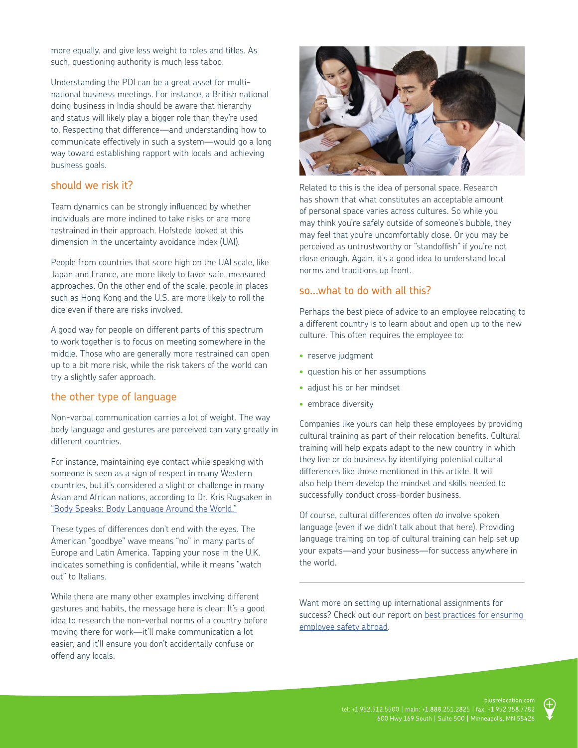more equally, and give less weight to roles and titles. As such, questioning authority is much less taboo.

Understanding the PDI can be a great asset for multi-national business meetings. For instance, a British national doing business in India should be aware that hierarchy and status will likely play a bigger role than they're used to. Respecting that difference—and understanding how to communicate effectively in such a system—would go a long way toward establishing rapport with locals and achieving business goals.

## should we risk it?

Team dynamics can be strongly influenced by whether individuals are more inclined to take risks or are more restrained in their approach. Hofstede looked at this dimension in the uncertainty avoidance index (UAI).

People from countries that score high on the UAI scale, like Japan and France, are more likely to favor safe, measured approaches. On the other end of the scale, people in places such as Hong Kong and the U.S. are more likely to roll the dice even if there are risks involved.

A good way for people on different parts of this spectrum to work together is to focus on meeting somewhere in the middle. Those who are generally more restrained can open up to a bit more risk, while the risk takers of the world can try a slightly safer approach.

## the other type of language

Non-verbal communication carries a lot of weight. The way body language and gestures are perceived can vary greatly in different countries.

For instance, maintaining eye contact while speaking with someone is seen as a sign of respect in many Western countries, but it's considered a slight or challenge in many Asian and African nations, according to Dr. Kris Rugsaken in ["Body Speaks: Body Language Around the World."]()

These types of differences don't end with the eyes. The American "goodbye" wave means "no" in many parts of Europe and Latin America. Tapping your nose in the U.K. indicates something is confidential, while it means "watch out" to Italians.

While there are many other examples involving different gestures and habits, the message here is clear: It's a good idea to research the non-verbal norms of a country before moving there for work—it'll make communication a lot easier, and it'll ensure you don't accidentally confuse or offend any locals.

Related to this is the idea of personal space. Research has shown that what constitutes an acceptable amount of personal space varies across cultures. So while you may think you're safely outside of someone's bubble, they may feel that you're uncomfortably close. Or you may be perceived as untrustworthy or "standoffish" if you're not close enough. Again, it's a good idea to understand local norms and traditions up front.

## so...what to do with all this?

Perhaps the best piece of advice to an employee relocating to a different country is to learn about and open up to the new culture. This often requires the employee to:

- reserve judgment
- question his or her assumptions
- adjust his or her mindset
- embrace diversity

Companies like yours can help these employees by providing cultural training as part of their relocation benefits. Cultural training will help expats adapt to the new country in which they live or do business by identifying potential cultural differences like those mentioned in this article. It will also help them develop the mindset and skills needed to successfully conduct cross-border business.

Of course, cultural differences often *do* involve spoken language (even if we didn't talk about that here). Providing language training on top of cultural training can help set up your expats—and your business—for success anywhere in the world.

---

Want more on setting up international assignments for success? Check out our report on [best practices for ensuring employee safety abroad]().

plusrelocation.com
tel: +1.952.512.5500 | main: +1.888.251.2825 | fax: +1.952.358.7782
600 Hwy 169 South | Suite 500 | Minneapolis, MN 55426